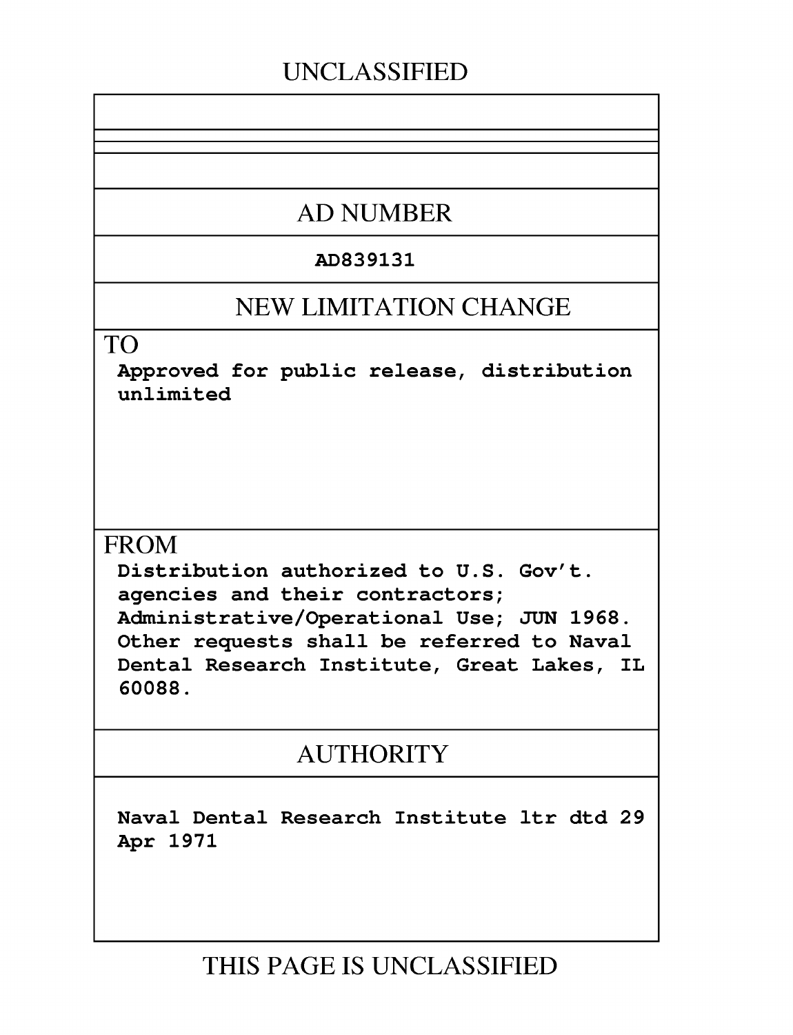UNCLASSIFIED

## AD NUMBER

**AD839131**

## NEW LIMITATION CHANGE

TO

**Approved for public release, distribution unlimited**

FROM

**Distribution authorized to U.S. Gov't. agencies and their contractors; Administrative/Operational Use; JUN 1968. Other requests shall be referred to Naval Dental Research Institute, Great Lakes, IL 60088.**

## AUTHORITY

**Naval Dental Research Institute ltr dtd 29 Apr 1971**

THIS PAGE IS UNCLASSIFIED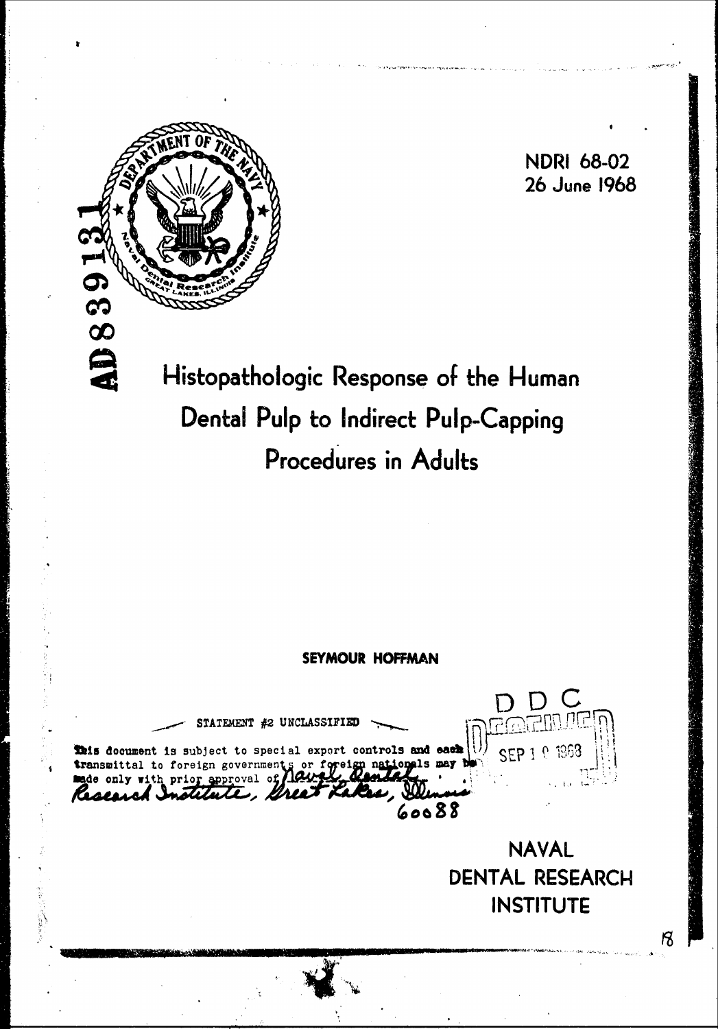AD839131

NDRI 68-02
26 June 1968

# Histopathologic Response of the Human Dental Pulp to Indirect Pulp-Capping Procedures in Adults

**SEYMOUR HOFFMAN**

STATEMENT #2 UNCLASSIFIED

This document is subject to special export controls and each transmittal to foreign governments or foreign nationals may be made only with prior approval of Naval Dental Research Institute, Great Lakes, Illinois 60088

DDC
SEP 10 1968

NAVAL
DENTAL RESEARCH
INSTITUTE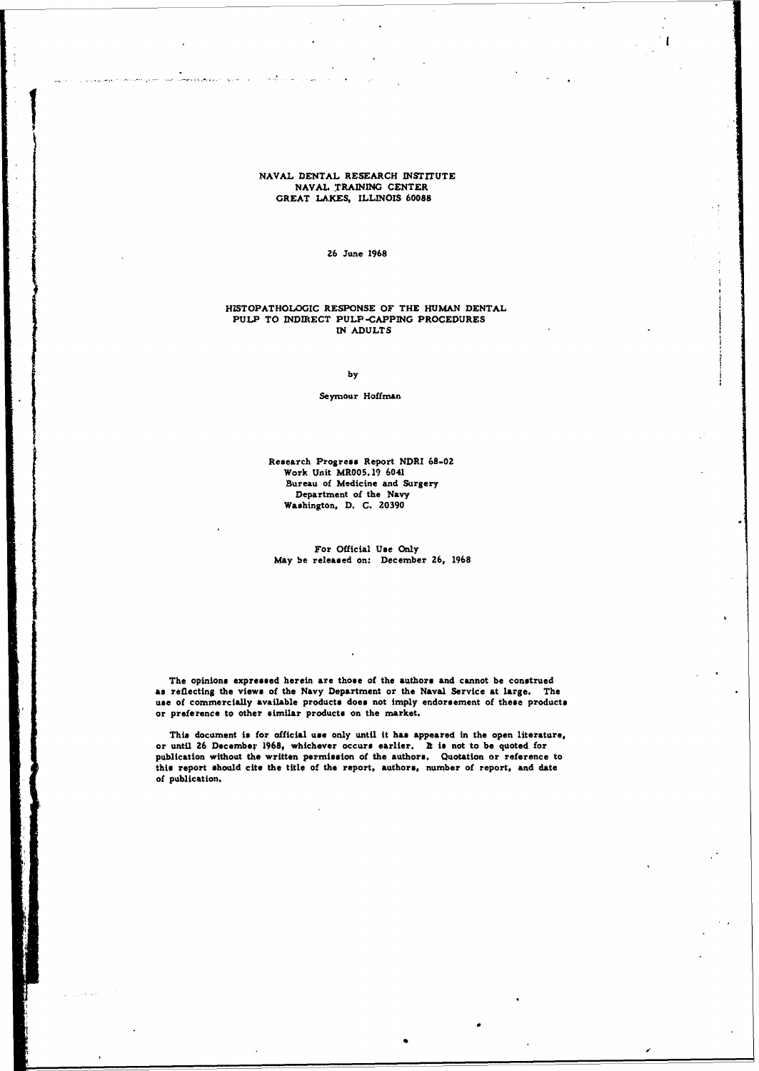NAVAL DENTAL RESEARCH INSTITUTE
NAVAL TRAINING CENTER
GREAT LAKES, ILLINOIS 60088

26 June 1968

# HISTOPATHOLOGIC RESPONSE OF THE HUMAN DENTAL PULP TO INDIRECT PULP-CAPPING PROCEDURES IN ADULTS

by

Seymour Hoffman

Research Progress Report NDRI 68-02
Work Unit MR005.19 6041
Bureau of Medicine and Surgery
Department of the Navy
Washington, D. C. 20390

For Official Use Only
May be released on: December 26, 1968

The opinions expressed herein are those of the authors and cannot be construed as reflecting the views of the Navy Department or the Naval Service at large. The use of commercially available products does not imply endorsement of these products or preference to other similar products on the market.

This document is for official use only until it has appeared in the open literature, or until 26 December 1968, whichever occurs earlier. It is not to be quoted for publication without the written permission of the authors. Quotation or reference to this report should cite the title of the report, authors, number of report, and date of publication.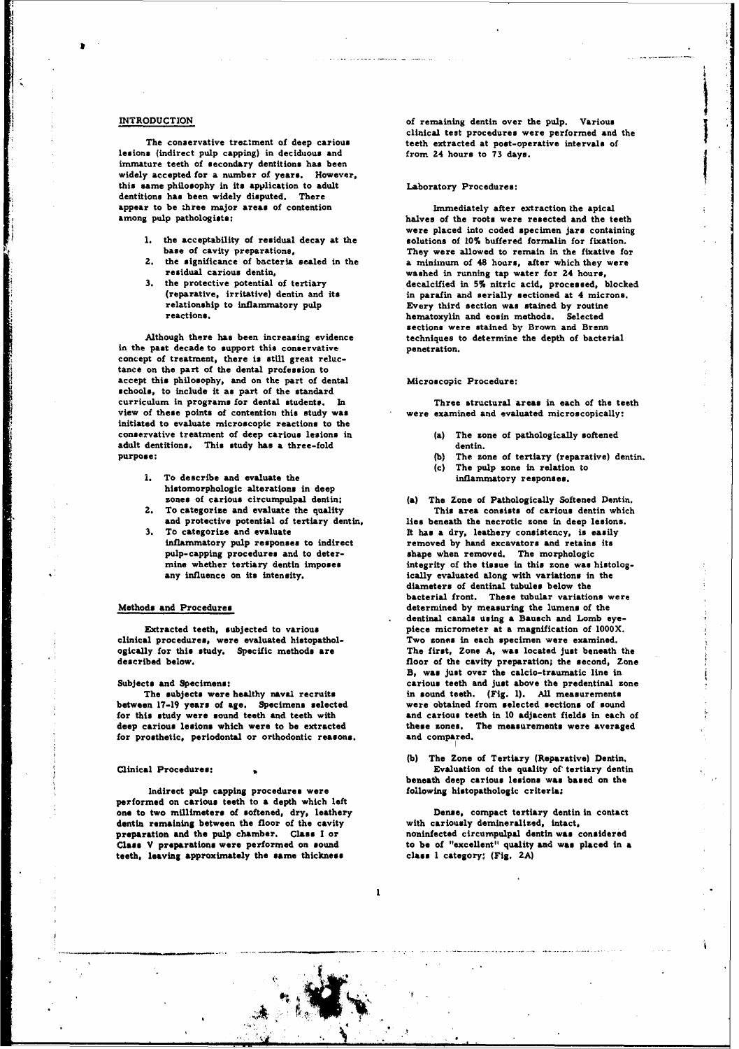## INTRODUCTION

The conservative treatment of deep carious lesions (indirect pulp capping) in deciduous and immature teeth of secondary dentitions has been widely accepted for a number of years. However, this same philosophy in its application to adult dentitions has been widely disputed. There appear to be three major areas of contention among pulp pathologists:

1. the acceptability of residual decay at the base of cavity preparations,
2. the significance of bacteria sealed in the residual carious dentin,
3. the protective potential of tertiary (reparative, irritative) dentin and its relationship to inflammatory pulp reactions.

Although there has been increasing evidence in the past decade to support this conservative concept of treatment, there is still great reluctance on the part of the dental profession to accept this philosophy, and on the part of dental schools, to include it as part of the standard curriculum in programs for dental students. In view of these points of contention this study was initiated to evaluate microscopic reactions to the conservative treatment of deep carious lesions in adult dentitions. This study has a three-fold purpose:

1. To describe and evaluate the histomorphologic alterations in deep zones of carious circumpulpal dentin;
2. To categorize and evaluate the quality and protective potential of tertiary dentin,
3. To categorize and evaluate inflammatory pulp responses to indirect pulp-capping procedures and to determine whether tertiary dentin imposes any influence on its intensity.

## Methods and Procedures

Extracted teeth, subjected to various clinical procedures, were evaluated histopathologically for this study. Specific methods are described below.

### Subjects and Specimens:

The subjects were healthy naval recruits between 17-19 years of age. Specimens selected for this study were sound teeth and teeth with deep carious lesions which were to be extracted for prosthetic, periodontal or orthodontic reasons.

### Clinical Procedures:

Indirect pulp capping procedures were performed on carious teeth to a depth which left one to two millimeters of softened, dry, leathery dentin remaining between the floor of the cavity preparation and the pulp chamber. Class I or Class V preparations were performed on sound teeth, leaving approximately the same thickness of remaining dentin over the pulp. Various clinical test procedures were performed and the teeth extracted at post-operative intervals of from 24 hours to 73 days.

### Laboratory Procedures:

Immediately after extraction the apical halves of the roots were resected and the teeth were placed into coded specimen jars containing solutions of 10% buffered formalin for fixation. They were allowed to remain in the fixative for a minimum of 48 hours, after which they were washed in running tap water for 24 hours, decalcified in 5% nitric acid, processed, blocked in paraffin and serially sectioned at 4 microns. Every third section was stained by routine hematoxylin and eosin methods. Selected sections were stained by Brown and Brenn techniques to determine the depth of bacterial penetration.

### Microscopic Procedure:

Three structural areas in each of the teeth were examined and evaluated microscopically:

(a) The zone of pathologically softened dentin.
(b) The zone of tertiary (reparative) dentin.
(c) The pulp zone in relation to inflammatory responses.

**(a) The Zone of Pathologically Softened Dentin.** This area consists of carious dentin which lies beneath the necrotic zone in deep lesions. It has a dry, leathery consistency, is easily removed by hand excavators and retains its shape when removed. The morphologic integrity of the tissue in this zone was histologically evaluated along with variations in the diameters of dentinal tubules below the bacterial front. These tubular variations were determined by measuring the lumens of the dentinal canals using a Bausch and Lomb eyepiece micrometer at a magnification of 1000X. Two zones in each specimen were examined. The first, Zone A, was located just beneath the floor of the cavity preparation; the second, Zone B, was just over the calcio-traumatic line in carious teeth and just above the predentinal zone in sound teeth. (Fig. 1). All measurements were obtained from selected sections of sound and carious teeth in 10 adjacent fields in each of these zones. The measurements were averaged and compared.

**(b) The Zone of Tertiary (Reparative) Dentin.** Evaluation of the quality of tertiary dentin beneath deep carious lesions was based on the following histopathologic criteria:

Dense, compact tertiary dentin in contact with cariously demineralized, intact, noninfected circumpulpal dentin was considered to be of "excellent" quality and was placed in a class 1 category; (Fig. 2A)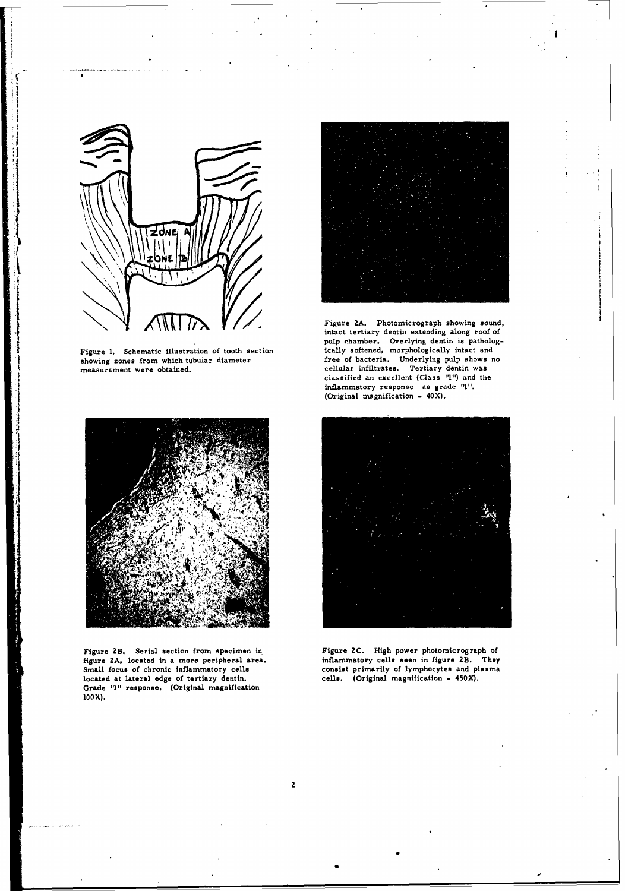Figure 1. Schematic illustration of tooth section showing zones from which tubular diameter measurement were obtained.

Figure 2A. Photomicrograph showing sound, intact tertiary dentin extending along roof of pulp chamber. Overlying dentin is pathologically softened, morphologically intact and free of bacteria. Underlying pulp shows no cellular infiltrates. Tertiary dentin was classified an excellent (Class "1") and the inflammatory response as grade "1". (Original magnification - 40X).

Figure 2B. Serial section from specimen in figure 2A, located in a more peripheral area. Small focus of chronic inflammatory cells located at lateral edge of tertiary dentin. Grade "1" response. (Original magnification 100X).

Figure 2C. High power photomicrograph of inflammatory cells seen in figure 2B. They consist primarily of lymphocytes and plasma cells. (Original magnification - 450X).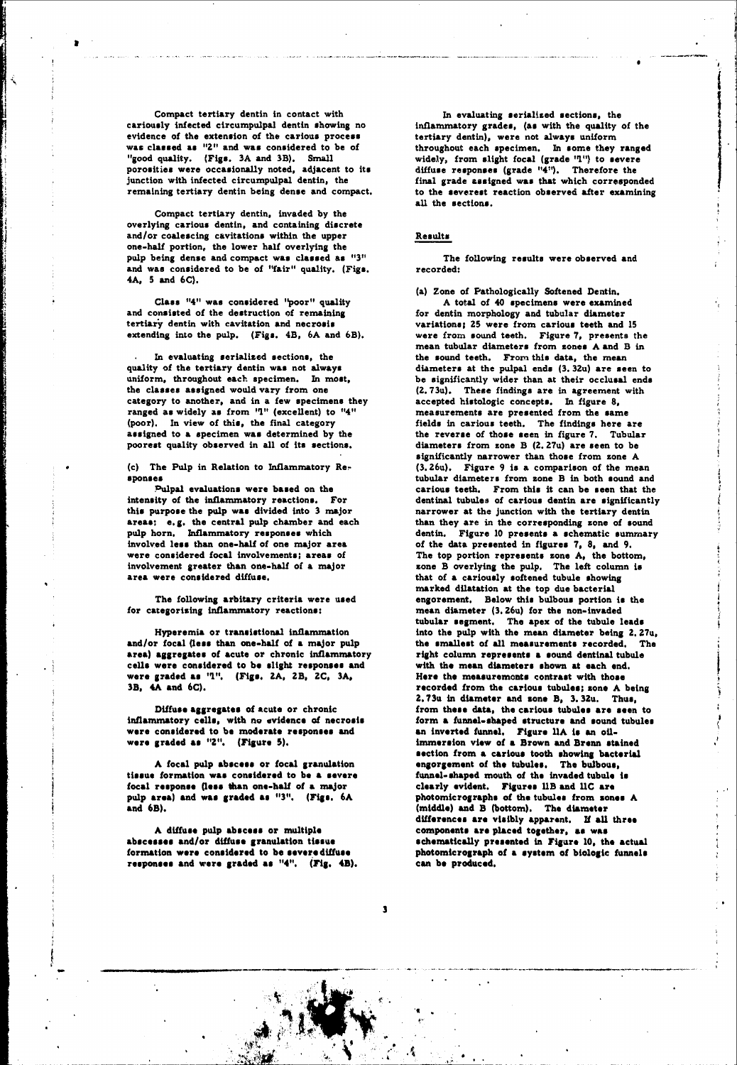Compact tertiary dentin in contact with cariously infected circumpulpal dentin showing no evidence of the extension of the carious process was classed as "2" and was considered to be of "good quality. (Figs. 3A and 3B). Small porosities were occasionally noted, adjacent to its junction with infected circumpulpal dentin, the remaining tertiary dentin being dense and compact.

Compact tertiary dentin, invaded by the overlying carious dentin, and containing discrete and/or coalescing cavitations within the upper one-half portion, the lower half overlying the pulp being dense and compact was classed as "3" and was considered to be of "fair" quality. (Figs. 4A, 5 and 6C).

Class "4" was considered "poor" quality and consisted of the destruction of remaining tertiary dentin with cavitation and necrosis extending into the pulp. (Figs. 4B, 6A and 6B).

In evaluating serialized sections, the quality of the tertiary dentin was not always uniform, throughout each specimen. In most, the classes assigned would vary from one category to another, and in a few specimens they ranged as widely as from "1" (excellent) to "4" (poor). In view of this, the final category assigned to a specimen was determined by the poorest quality observed in all of its sections.

(c) The Pulp in Relation to Inflammatory Responses

Pulpal evaluations were based on the intensity of the inflammatory reactions. For this purpose the pulp was divided into 3 major areas: e.g. the central pulp chamber and each pulp horn. Inflammatory responses which involved less than one-half of one major area were considered focal involvements; areas of involvement greater than one-half of a major area were considered diffuse.

The following arbitary criteria were used for categorizing inflammatory reactions:

Hyperemia or transistional inflammation and/or focal (less than one-half of a major pulp area) aggregates of acute or chronic inflammatory cells were considered to be slight responses and were graded as "1". (Figs. 2A, 2B, 2C, 3A, 3B, 4A and 6C).

Diffuse aggregates of acute or chronic inflammatory cells, with no evidence of necrosis were considered to be moderate responses and were graded as "2". (Figure 5).

A focal pulp abscess or focal granulation tissue formation was considered to be a severe focal response (less than one-half of a major pulp area) and was graded as "3". (Figs. 6A and 6B).

A diffuse pulp abscess or multiple abscesses and/or diffuse granulation tissue formation were considered to be severe diffuse responses and were graded as "4". (Fig. 4B).

In evaluating serialized sections, the inflammatory grades, (as with the quality of the tertiary dentin), were not always uniform throughout each specimen. In some they ranged widely, from slight focal (grade "1") to severe diffuse responses (grade "4"). Therefore the final grade assigned was that which corresponded to the severest reaction observed after examining all the sections.

## Results

The following results were observed and recorded:

(a) Zone of Pathologically Softened Dentin.

A total of 40 specimens were examined for dentin morphology and tubular diameter variations; 25 were from carious teeth and 15 were from sound teeth. Figure 7, presents the mean tubular diameters from zones A and B in the sound teeth. From this data, the mean diameters at the pulpal ends (3.32u) are seen to be significantly wider than at their occlusal ends (2.73u). These findings are in agreement with accepted histologic concepts. In figure 8, measurements are presented from the same fields in carious teeth. The findings here are the reverse of those seen in figure 7. Tubular diameters from zone B (2.27u) are seen to be significantly narrower than those from zone A (3.26u). Figure 9 is a comparison of the mean tubular diameters from zone B in both sound and carious teeth. From this it can be seen that the dentinal tubules of carious dentin are significantly narrower at the junction with the tertiary dentin than they are in the corresponding zone of sound dentin. Figure 10 presents a schematic summary of the data presented in figures 7, 8, and 9. The top portion represents zone A, the bottom, zone B overlying the pulp. The left column is that of a cariously softened tubule showing marked dilatation at the top due bacterial engorement. Below this bulbous portion is the mean diameter (3.26u) for the non-invaded tubular segment. The apex of the tubule leads into the pulp with the mean diameter being 2.27u, the smallest of all measurements recorded. The right column represents a sound dentinal tubule with the mean diameters shown at each end. Here the measuremonts contrast with those recorded from the carious tubules; zone A being 2.73u in diameter and zone B, 3.32u. Thus, from these data, the carious tubules are seen to form a funnel-shaped structure and sound tubules an inverted funnel. Figure 11A is an oil-immersion view of a Brown and Brenn stained section from a carious tooth showing bacterial engorgement of the tubules. The bulbous, funnel-shaped mouth of the invaded tubule is clearly evident. Figures 11B and 11C are photomicrographs of the tubules from zones A (middle) and B (bottom). The diameter differences are visibly apparent. If all three components are placed together, as was schematically presented in Figure 10, the actual photomicrograph of a system of biologic funnels can be produced.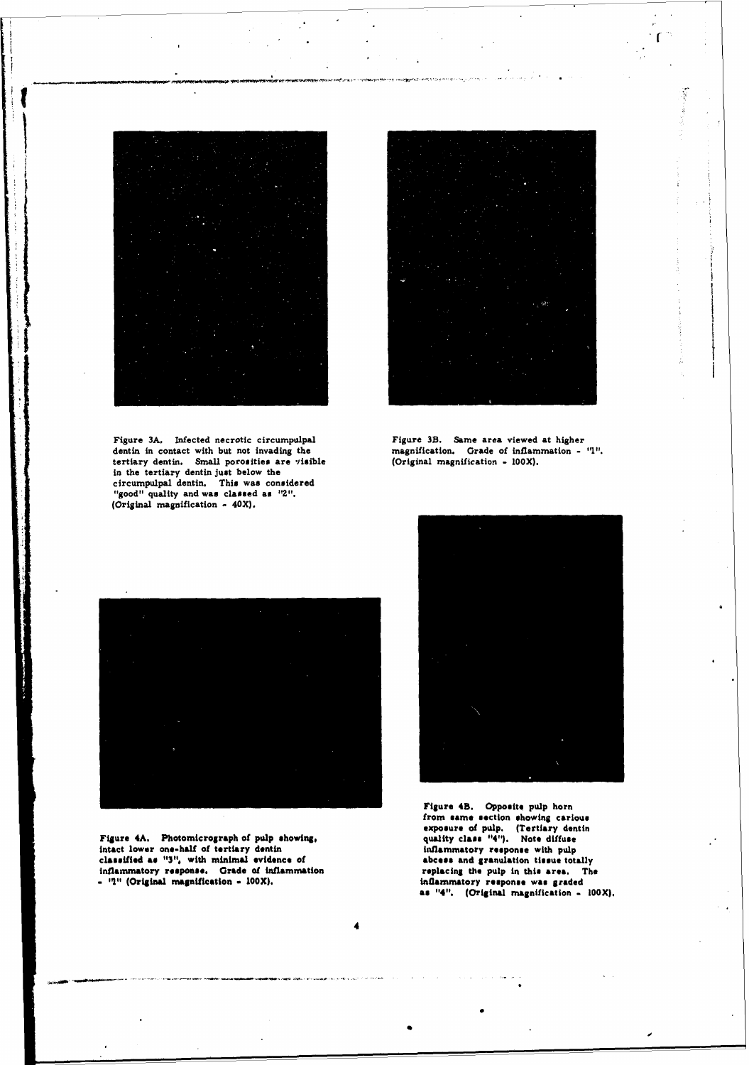Figure 3A. Infected necrotic circumpulpal dentin in contact with but not invading the tertiary dentin. Small porosities are visible in the tertiary dentin just below the circumpulpal dentin. This was considered "good" quality and was classed as "2". (Original magnification - 40X).

Figure 3B. Same area viewed at higher magnification. Grade of inflammation - "1". (Original magnification - 100X).

Figure 4A. Photomicrograph of pulp showing, intact lower one-half of tertiary dentin classified as "3", with minimal evidence of inflammatory response. Grade of inflammation - "1" (Original magnification - 100X).

Figure 4B. Opposite pulp horn from same section showing carious exposure of pulp. (Tertiary dentin quality class "4"). Note diffuse inflammatory response with pulp abcess and granulation tissue totally replacing the pulp in this area. The inflammatory response was graded as "4". (Original magnification - 100X).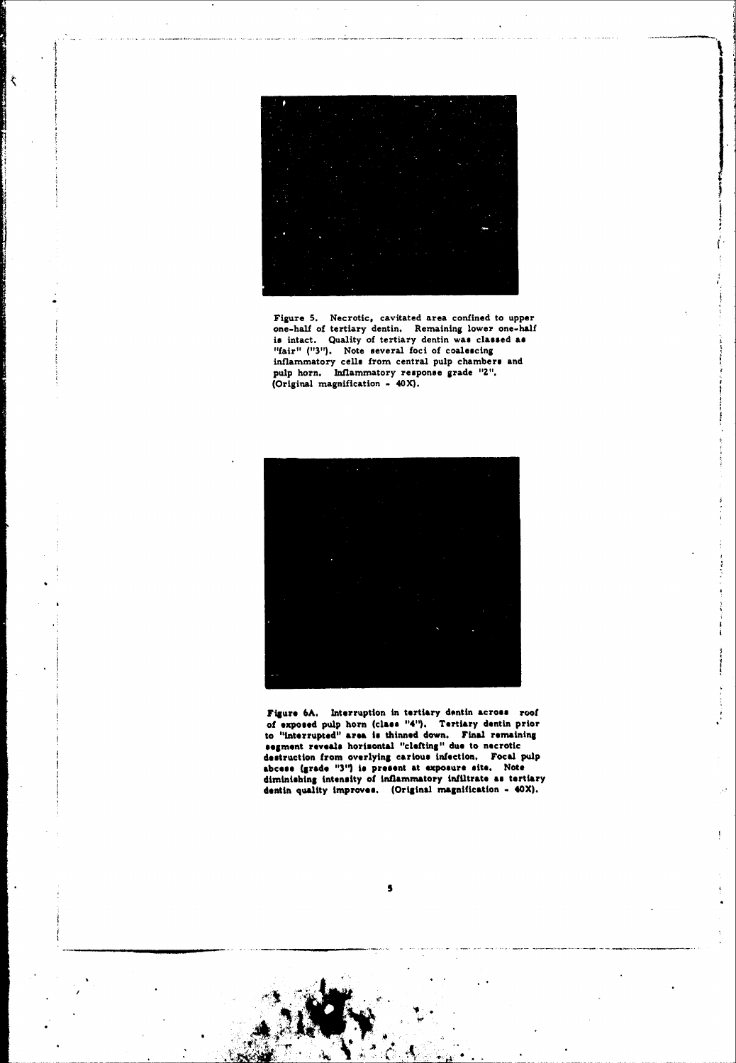Figure 5. Necrotic, cavitated area confined to upper one-half of tertiary dentin. Remaining lower one-half is intact. Quality of tertiary dentin was classed as "fair" ("3"). Note several foci of coalescing inflammatory cells from central pulp chambers and pulp horn. Inflammatory response grade "2". (Original magnification - 40X).

Figure 6A. Interruption in tertiary dentin across roof of exposed pulp horn (class "4"). Tertiary dentin prior to "interrupted" area is thinned down. Final remaining segment reveals horizontal "clefting" due to necrotic destruction from overlying carious infection. Focal pulp abcess (grade "3") is present at exposure site. Note diminishing intensity of inflammatory infiltrate as tertiary dentin quality improves. (Original magnification - 40X).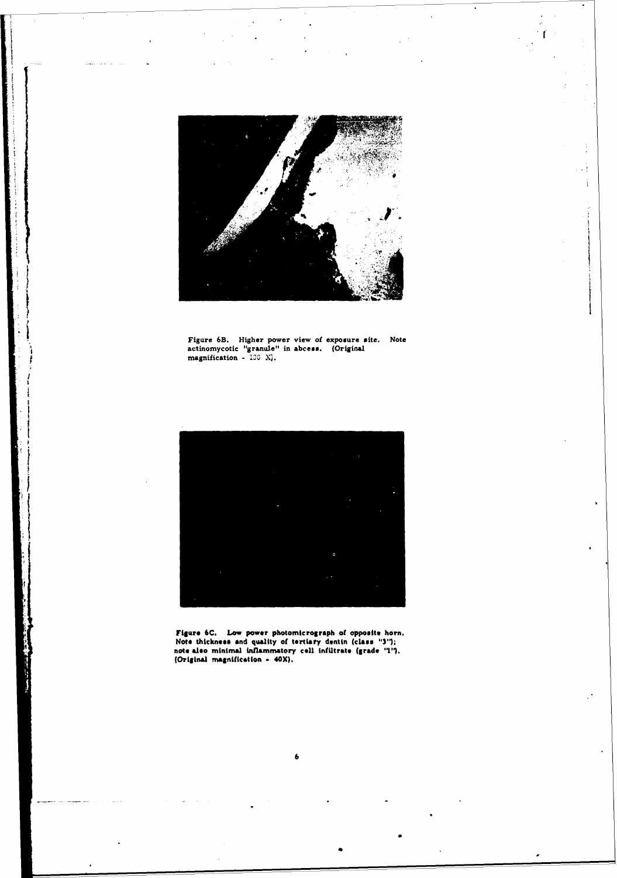Figure 6B. Higher power view of exposure site. Note actinomycotic "granule" in abcess. (Original magnification - 100 X).

Figure 6C. Low power photomicrograph of opposite horn. Note thickness and quality of tertiary dentin (class "3"); note also minimal inflammatory cell infiltrate (grade "1"). (Original magnification - 40X).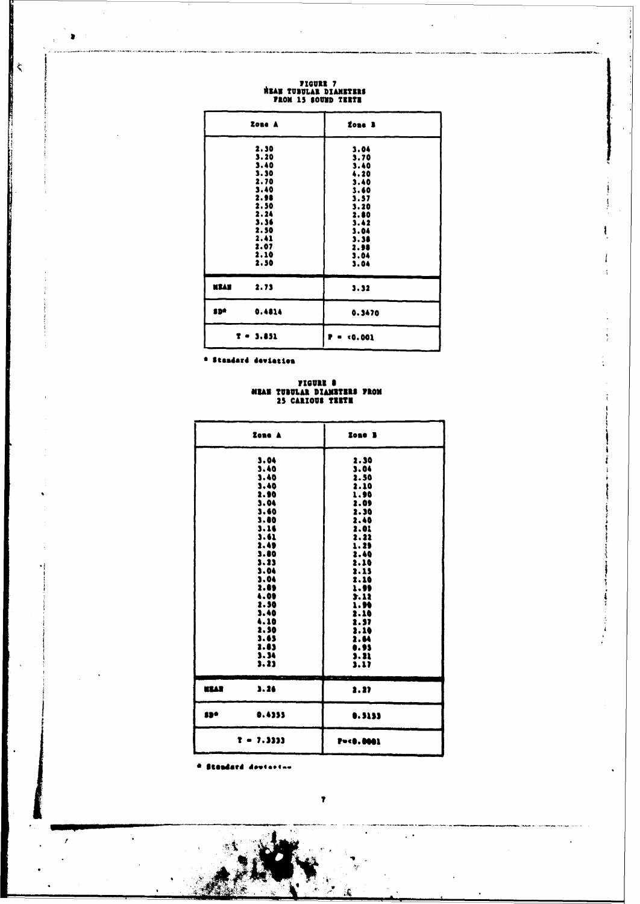# FIGURE 7
## MEAN TUBULAR DIAMETERS FROM 15 SOUND TEETH

| Zone A | Zone B |
|---|---|
| 2.30 | 3.04 |
| 3.20 | 3.70 |
| 3.40 | 3.40 |
| 3.30 | 4.20 |
| 2.70 | 3.40 |
| 3.40 | 3.60 |
| 2.98 | 3.57 |
| 2.50 | 3.20 |
| 2.24 | 2.80 |
| 3.36 | 3.42 |
| 2.50 | 3.04 |
| 2.41 | 3.38 |
| 2.07 | 2.98 |
| 2.10 | 3.04 |
| 2.50 | 3.04 |
| MEAN 2.73 | 3.32 |
| SD* 0.4814 | 0.3470 |
| T = 3.851 | P = <0.001 |

\* Standard deviation

# FIGURE 8
## MEAN TUBULAR DIAMETERS FROM 25 CARIOUS TEETH

| Zone A | Zone B |
|---|---|
| 3.04 | 2.30 |
| 3.40 | 3.04 |
| 3.40 | 2.50 |
| 3.40 | 2.10 |
| 2.90 | 1.90 |
| 3.04 | 2.09 |
| 3.60 | 2.30 |
| 3.80 | 2.40 |
| 3.16 | 2.01 |
| 3.61 | 2.22 |
| 2.49 | 1.29 |
| 3.80 | 2.40 |
| 3.23 | 2.10 |
| 3.04 | 2.15 |
| 3.04 | 2.10 |
| 2.89 | 1.99 |
| 4.09 | 3.12 |
| 2.50 | 1.90 |
| 3.40 | 2.10 |
| 4.10 | 2.37 |
| 2.50 | 3.10 |
| 3.65 | 2.64 |
| 2.83 | 0.93 |
| 3.34 | 3.21 |
| 3.23 | 3.17 |
| MEAN 3.26 | 2.27 |
| SD* 0.4355 | 0.5133 |
| T = 7.3333 | P=<0.0001 |

\* Standard deviation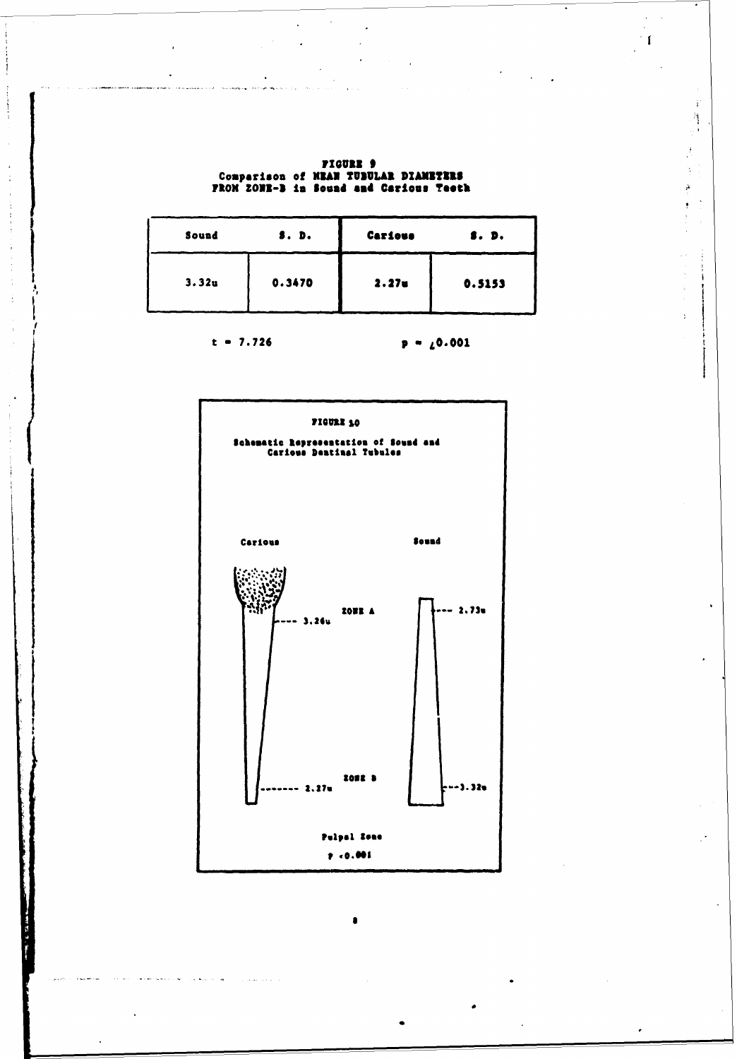**FIGURE 9**
**Comparison of MEAN TUBULAR DIAMETERS FROM ZONE-B in Sound and Carious Teeth**

| Sound | S. D. | Carious | S. D. |
|---|---|---|---|
| 3.32u | 0.3470 | 2.27u | 0.5153 |

$t = 7.726$ $p = < 0.001$

**FIGURE 10**

**Schematic Representation of Sound and Carious Dentinal Tubules**

Carious

Sound

3.26u

ZONE A

2.73u

2.27u

ZONE B

3.32u

Pulpal Zone

$P < 0.001$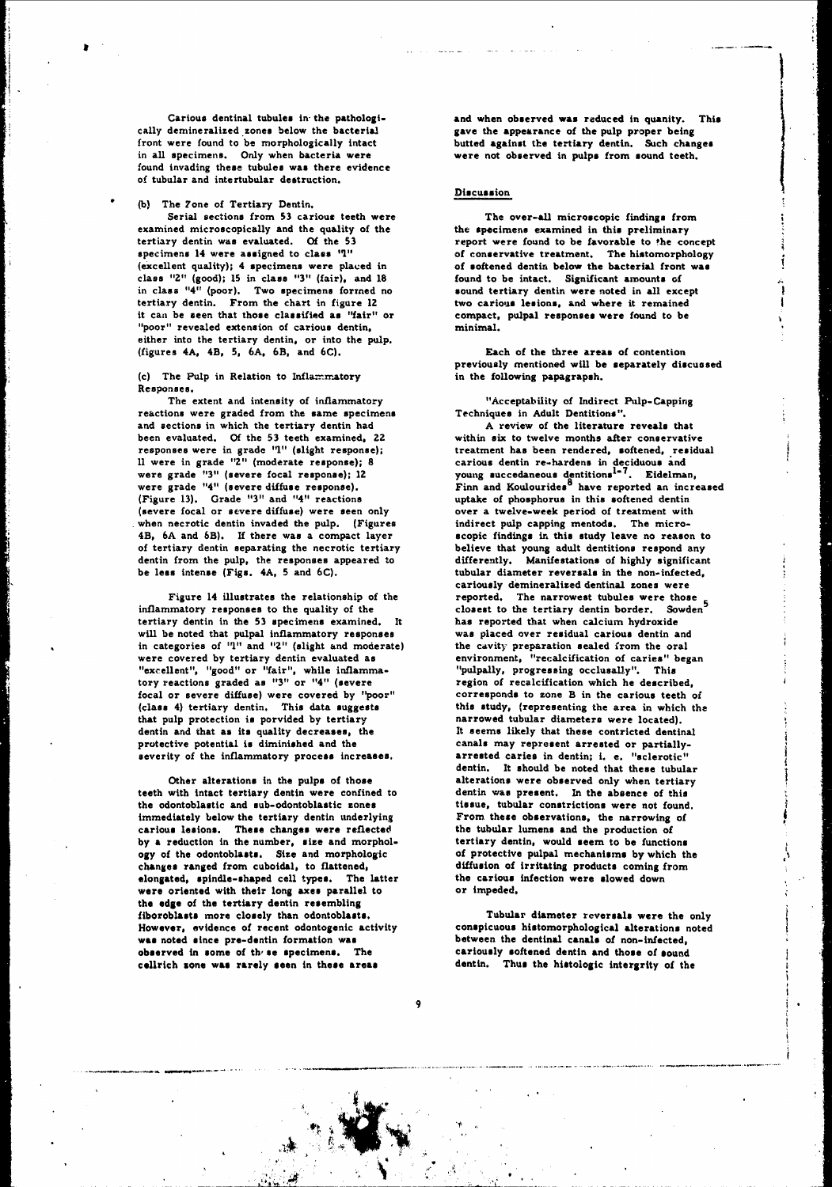Carious dentinal tubules in the pathologically demineralized zones below the bacterial front were found to be morphologically intact in all specimens. Only when bacteria were found invading these tubules was there evidence of tubular and intertubular destruction.

(b) The Zone of Tertiary Dentin.

Serial sections from 53 carious teeth were examined microscopically and the quality of the tertiary dentin was evaluated. Of the 53 specimens 14 were assigned to class "1" (excellent quality); 4 specimens were placed in class "2" (good); 15 in class "3" (fair), and 18 in class "4" (poor). Two specimens formed no tertiary dentin. From the chart in figure 12 it can be seen that those classified as "fair" or "poor" revealed extension of carious dentin, either into the tertiary dentin, or into the pulp. (figures 4A, 4B, 5, 6A, 6B, and 6C).

(c) The Pulp in Relation to Inflammatory Responses.

The extent and intensity of inflammatory reactions were graded from the same specimens and sections in which the tertiary dentin had been evaluated. Of the 53 teeth examined, 22 responses were in grade "1" (slight response); 11 were in grade "2" (moderate response); 8 were grade "3" (severe focal response); 12 were grade "4" (severe diffuse response). (Figure 13). Grade "3" and "4" reactions (severe focal or severe diffuse) were seen only when necrotic dentin invaded the pulp. (Figures 4B, 6A and 6B). If there was a compact layer of tertiary dentin separating the necrotic tertiary dentin from the pulp, the responses appeared to be less intense (Figs. 4A, 5 and 6C).

Figure 14 illustrates the relationship of the inflammatory responses to the quality of the tertiary dentin in the 53 specimens examined. It will be noted that pulpal inflammatory responses in categories of "1" and "2" (slight and moderate) were covered by tertiary dentin evaluated as "excellent", "good" or "fair", while inflammatory reactions graded as "3" or "4" (severe focal or severe diffuse) were covered by "poor" (class 4) tertiary dentin. This data suggests that pulp protection is porvided by tertiary dentin and that as its quality decreases, the protective potential is diminished and the severity of the inflammatory process increases.

Other alterations in the pulps of those teeth with intact tertiary dentin were confined to the odontoblastic and sub-odontoblastic zones immediately below the tertiary dentin underlying carious lesions. These changes were reflected by a reduction in the number, size and morphology of the odontoblasts. Size and morphologic changes ranged from cuboidal, to flattened, elongated, spindle-shaped cell types. The latter were oriented with their long axes parallel to the edge of the tertiary dentin resembling fiboroblasts more closely than odontoblasts. However, evidence of recent odontogenic activity was noted since pre-dentin formation was observed in some of these specimens. The cellrich zone was rarely seen in these areas and when observed was reduced in quanity. This gave the appearance of the pulp proper being butted against the tertiary dentin. Such changes were not observed in pulps from sound teeth.

## Discussion

The over-all microscopic findings from the specimens examined in this preliminary report were found to be favorable to the concept of conservative treatment. The histomorphology of softened dentin below the bacterial front was found to be intact. Significant amounts of sound tertiary dentin were noted in all except two carious lesions, and where it remained compact, pulpal responses were found to be minimal.

Each of the three areas of contention previously mentioned will be separately discussed in the following papagrapsh.

"Acceptability of Indirect Pulp-Capping Techniques in Adult Dentitions".

A review of the literature reveals that within six to twelve months after conservative treatment has been rendered, softened, residual carious dentin re-hardens in deciduous and young succedaneous dentitions[1-7]. Eidelman, Finn and Koulourides[8] have reported an increased uptake of phosphorus in this softened dentin over a twelve-week period of treatment with indirect pulp capping mentods. The microscopic findings in this study leave no reason to believe that young adult dentitions respond any differently. Manifestations of highly significant tubular diameter reversals in the non-infected, cariously demineralized dentinal zones were reported. The narrowest tubules were those closest to the tertiary dentin border. Sowden[5] has reported that when calcium hydroxide was placed over residual carious dentin and the cavity preparation sealed from the oral environment, "recalcification of caries" began "pulpally, progressing occlusally". This region of recalcification which he described, corresponds to zone B in the carious teeth of this study, (representing the area in which the narrowed tubular diameters were located). It seems likely that these contricted dentinal canals may represent arrested or partially-arrested caries in dentin; i. e. "sclerotic" dentin. It should be noted that these tubular alterations were observed only when tertiary dentin was present. In the absence of this tissue, tubular constrictions were not found. From these observations, the narrowing of the tubular lumens and the production of tertiary dentin, would seem to be functions of protective pulpal mechanisms by which the diffusion of irritating products coming from the carious infection were slowed down or impeded.

Tubular diameter reversals were the only conspicuous histomorphological alterations noted between the dentinal canals of non-infected, cariously softened dentin and those of sound dentin. Thus the histologic intergrity of the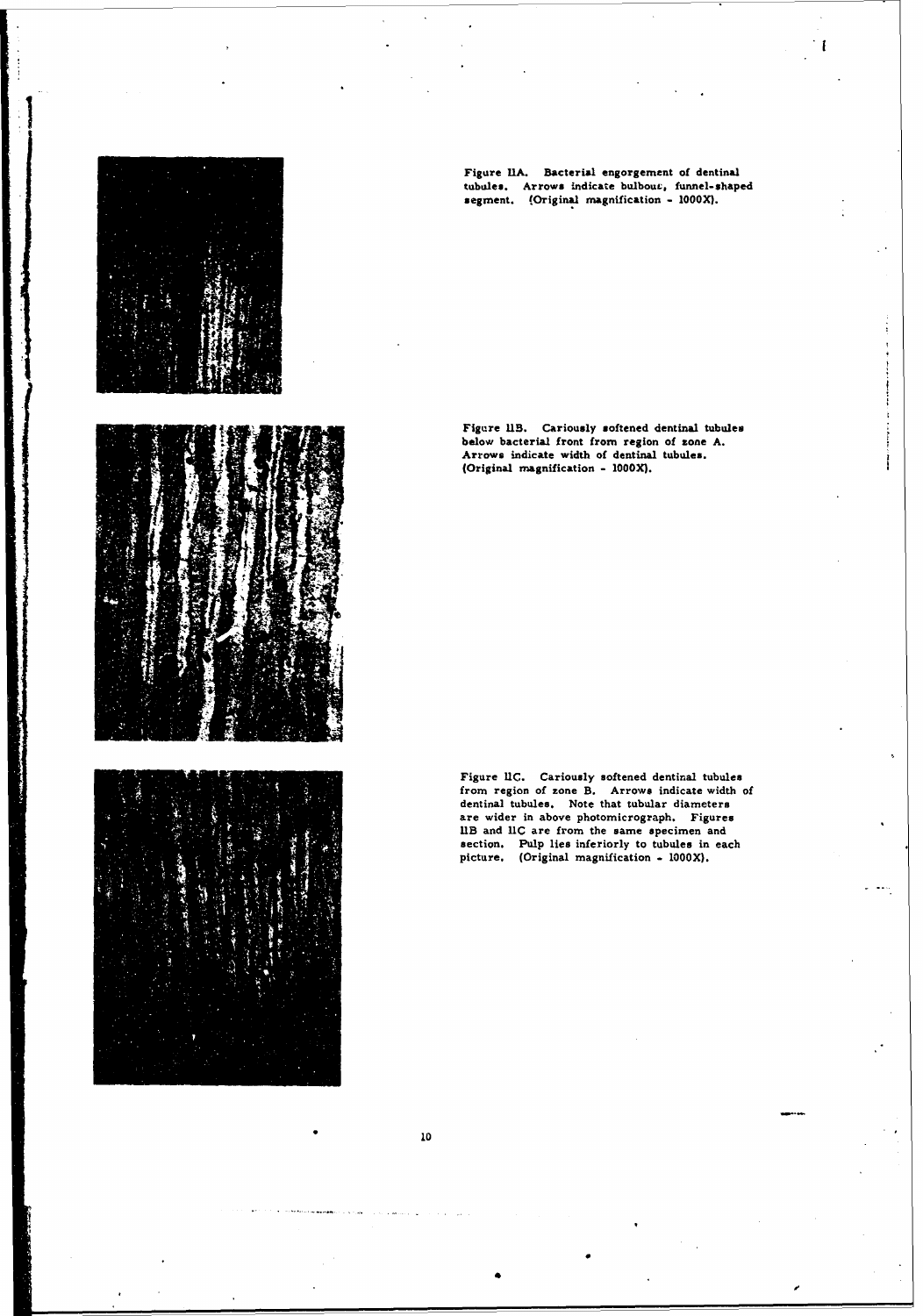Figure IIA. Bacterial engorgement of dentinal tubules. Arrows indicate bulbous, funnel-shaped segment. (Original magnification - 1000X).

Figure IIB. Cariously softened dentinal tubules below bacterial front from region of zone A. Arrows indicate width of dentinal tubules. (Original magnification - 1000X).

Figure IIC. Cariously softened dentinal tubules from region of zone B. Arrows indicate width of dentinal tubules. Note that tubular diameters are wider in above photomicrograph. Figures IIB and IIC are from the same specimen and section. Pulp lies inferiorly to tubules in each picture. (Original magnification - 1000X).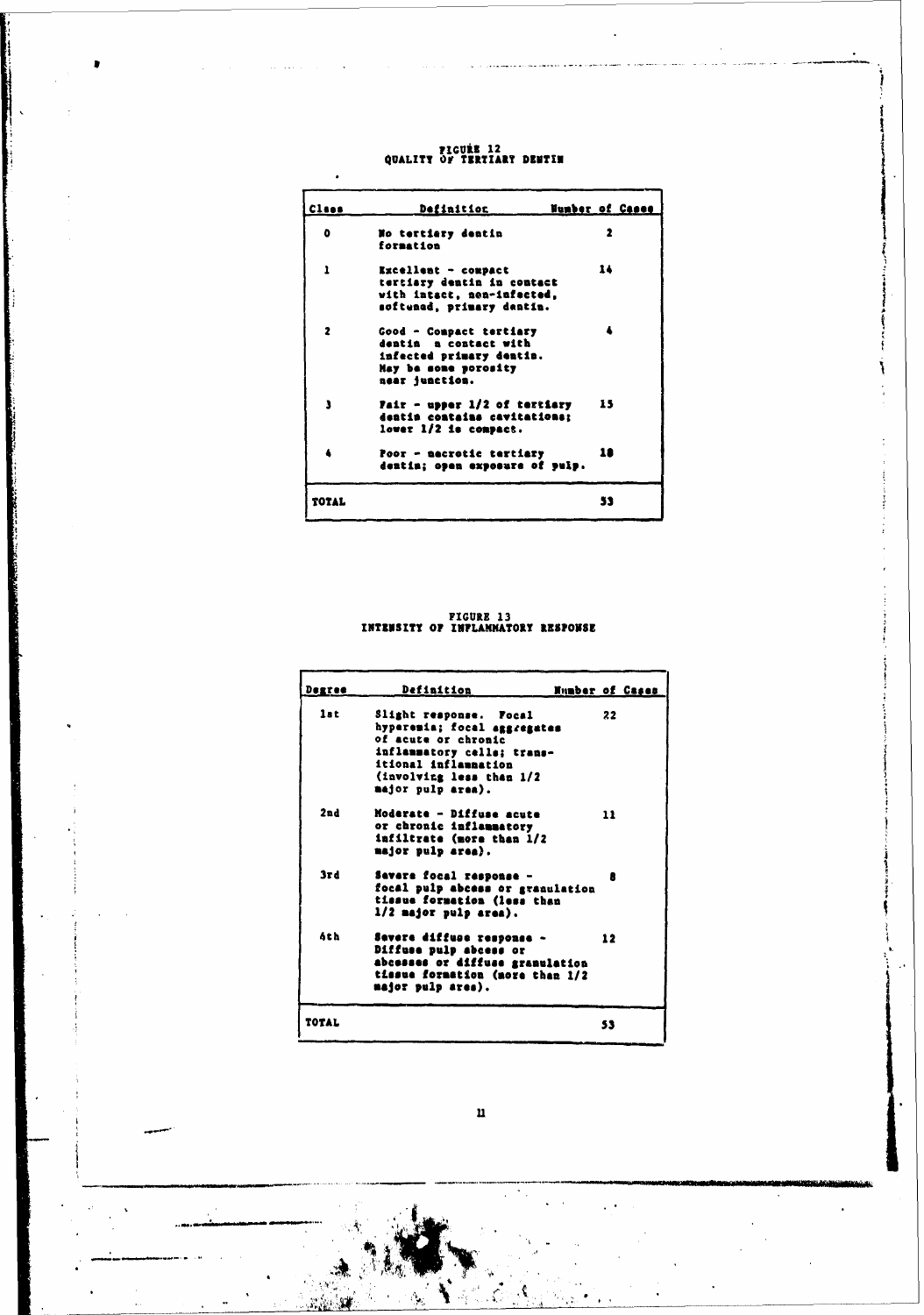# FIGURE 12
## QUALITY OF TERTIARY DENTIN

| Class | Definition | Number of Cases |
|---|---|---|
| 0 | No tertiary dentin formation | 2 |
| 1 | Excellent - compact tertiary dentin in contact with intact, non-infected, softened, primary dentin. | 14 |
| 2 | Good - Compact tertiary dentin n contact with infected primary dentin. May be some porosity near junction. | 4 |
| 3 | Fair - upper 1/2 of tertiary dentin contains cavitations; lower 1/2 is compact. | 15 |
| 4 | Poor - necrotic tertiary dentin; open exposure of pulp. | 18 |
| TOTAL | | 53 |

# FIGURE 13
## INTENSITY OF INFLAMMATORY RESPONSE

| Degree | Definition | Number of Cases |
|---|---|---|
| 1st | Slight response. Focal hyperemia; focal aggregates of acute or chronic inflammatory cells; transitional inflammation (involving less than 1/2 major pulp area). | 22 |
| 2nd | Moderate - Diffuse acute or chronic inflammatory infiltrate (more than 1/2 major pulp area). | 11 |
| 3rd | Severe focal response - focal pulp abcess or granulation tissue formation (less than 1/2 major pulp area). | 8 |
| 4th | Severe diffuse response - Diffuse pulp abcess or abcesses or diffuse granulation tissue formation (more than 1/2 major pulp area). | 12 |
| TOTAL | | 53 |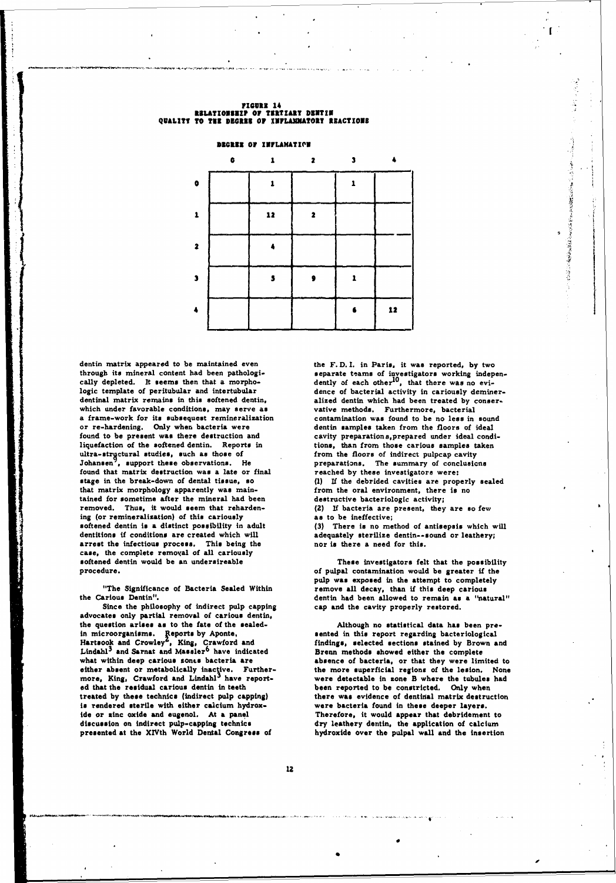**FIGURE 14**
**RELATIONSHIP OF TERTIARY DENTIN QUALITY TO THE DEGREE OF INFLAMMATORY REACTIONS**

**DEGREE OF INFLAMATION**

| | 0 | 1 | 2 | 3 | 4 |
|---|---|---|---|---|---|
| **0** | | 1 | | 1 | |
| **1** | | 12 | 2 | | |
| **2** | | 4 | | | |
| **3** | | 5 | 9 | 1 | |
| **4** | | | | 6 | 12 |

dentin matrix appeared to be maintained even through its mineral content had been pathologically depleted. It seems then that a morphologic template of peritubular and intertubular dentinal matrix remains in this softened dentin, which under favorable conditions, may serve as a frame-work for its subsequest remineralization or re-hardening. Only when bacteria were found to be present was there destruction and liquefaction of the softened dentin. Reports in ultra-structural studies, such as those of Johansen[7], support these observations. He found that matrix destruction was a late or final stage in the break-down of dental tissue, so that matrix morphology apparently was maintained for sometime after the mineral had been removed. Thus, it would seem that rehardening (or remineralization) of this cariously softened dentin is a distinct possibility in adult dentitions if conditions are created which will arrest the infectious process. This being the case, the complete removal of all cariously softened dentin would be an undersireable procedure.

"The Significance of Bacteria Sealed Within the Carious Dentin".

Since the philosophy of indirect pulp capping advocates only partial removal of carious dentin, the question arises as to the fate of the sealed-in microorganisms. Reports by Aponte, Hartsook and Crowley[2], King, Crawford and Lindahl[3] and Sarnat and Massler[6] have indicated what within deep carious zones bacteria are either absent or metabolically inactive. Furthermore, King, Crawford and Lindahl[3] have reported that the residual carious dentin in teeth treated by these technics (indirect pulp capping) is rendered sterile with either calcium hydroxide or zinc oxide and eugenol. At a panel discussion on indirect pulp-capping technics presented at the XIVth World Dental Congress of the F. D. I. in Paris, it was reported, by two separate teams of investigators working independently of each other[10], that there was no evidence of bacterial activity in cariously demineralized dentin which had been treated by conservative methods. Furthermore, bacterial contamination was found to be no less in sound dentin samples taken from the floors of ideal cavity preparations, prepared under ideal conditions, than from those carious samples taken from the floors of indirect pulpcap cavity preparations. The summary of conclusions reached by these investigators were:

(1) If the debrided cavities are properly sealed from the oral environment, there is no destructive bacteriologic activity;

(2) If bacteria are present, they are so few as to be ineffective;

(3) There is no method of antisepsis which will adequately sterilize dentin--sound or leathery; nor is there a need for this.

These investigators felt that the possibility of pulpal contamination would be greater if the pulp was exposed in the attempt to completely remove all decay, than if this deep carious dentin had been allowed to remain as a "natural" cap and the cavity properly restored.

Although no statistical data has been presented in this report regarding bacteriological findings, selected sections stained by Brown and Brenn methods showed either the complete absence of bacteria, or that they were limited to the more superficial regions of the lesion. None were detectable in zone B where the tubules had been reported to be constricted. Only when there was evidence of dentinal matrix destruction were bacteria found in these deeper layers. Therefore, it would appear that debridement to dry leathery dentin, the application of calcium hydroxide over the pulpal wall and the insertion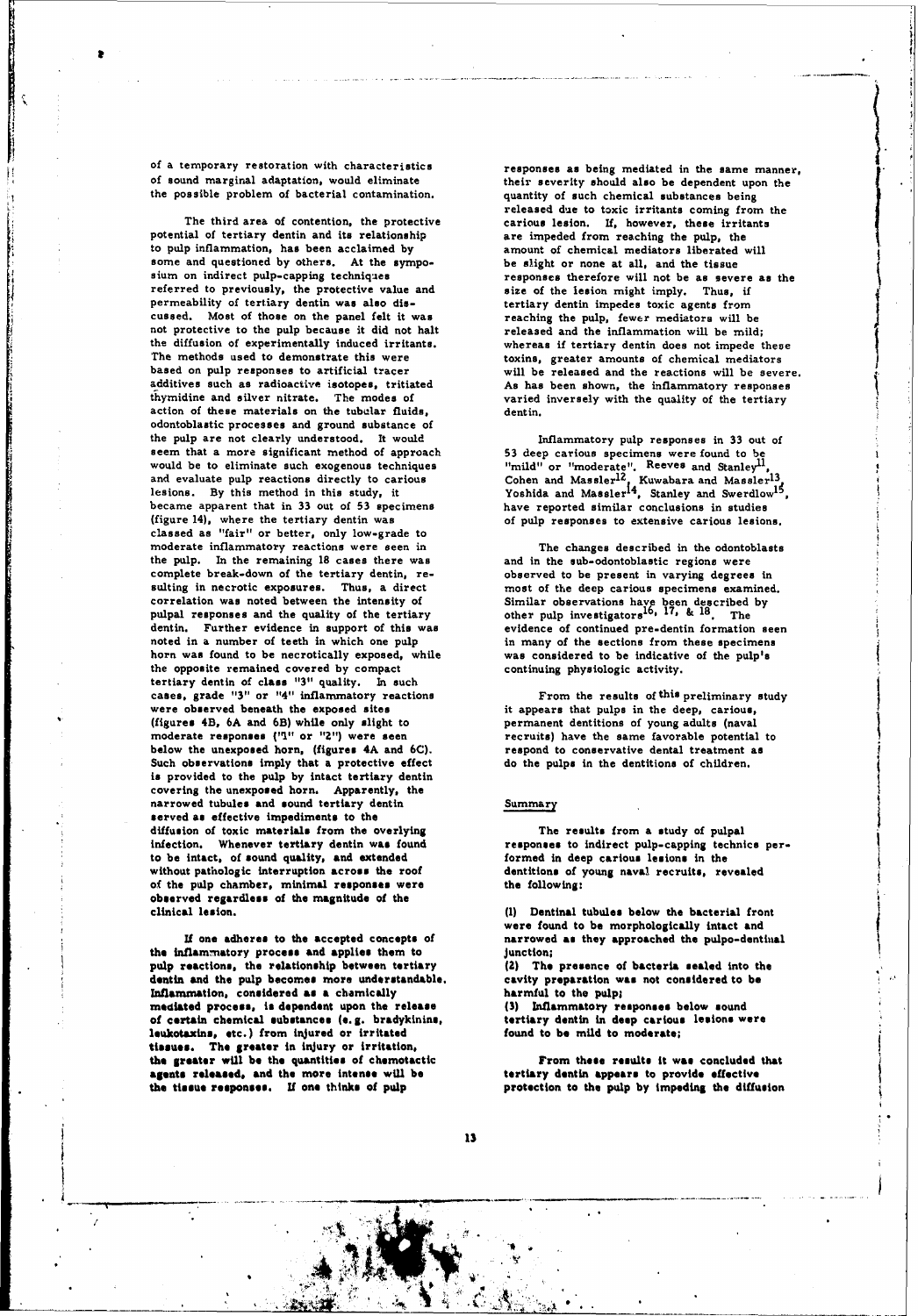of a temporary restoration with characteristics of sound marginal adaptation, would eliminate the possible problem of bacterial contamination.

The third area of contention, the protective potential of tertiary dentin and its relationship to pulp inflammation, has been acclaimed by some and questioned by others. At the symposium on indirect pulp-capping techniques referred to previously, the protective value and permeability of tertiary dentin was also discussed. Most of those on the panel felt it was not protective to the pulp because it did not halt the diffusion of experimentally induced irritants. The methods used to demonstrate this were based on pulp responses to artificial tracer additives such as radioactive isotopes, tritiated thymidine and silver nitrate. The modes of action of these materials on the tubular fluids, odontoblastic processes and ground substance of the pulp are not clearly understood. It would seem that a more significant method of approach would be to eliminate such exogenous techniques and evaluate pulp reactions directly to carious lesions. By this method in this study, it became apparent that in 33 out of 53 specimens (figure 14), where the tertiary dentin was classed as "fair" or better, only low-grade to moderate inflammatory reactions were seen in the pulp. In the remaining 18 cases there was complete break-down of the tertiary dentin, resulting in necrotic exposures. Thus, a direct correlation was noted between the intensity of pulpal responses and the quality of the tertiary dentin. Further evidence in support of this was noted in a number of teeth in which one pulp horn was found to be necrotically exposed, while the opposite remained covered by compact tertiary dentin of class "3" quality. In such cases, grade "3" or "4" inflammatory reactions were observed beneath the exposed sites (figures 4B, 6A and 6B) while only slight to moderate responses ("1" or "2") were seen below the unexposed horn, (figures 4A and 6C). Such observations imply that a protective effect is provided to the pulp by intact tertiary dentin covering the unexposed horn. Apparently, the narrowed tubules and sound tertiary dentin served as effective impediments to the diffusion of toxic materials from the overlying infection. Whenever tertiary dentin was found to be intact, of sound quality, and extended without pathologic interruption across the roof of the pulp chamber, minimal responses were observed regardless of the magnitude of the clinical lesion.

If one adheres to the accepted concepts of the inflammatory process and applies them to pulp reactions, the relationship between tertiary dentin and the pulp becomes more understandable. Inflammation, considered as a chemically mediated process, is dependent upon the release of certain chemical substances (e.g. bradykinins, leukotaxins, etc.) from injured or irritated tissues. The greater in injury or irritation, the greater will be the quantities of chemotactic agents released, and the more intense will be the tissue responses. If one thinks of pulp responses as being mediated in the same manner, their severity should also be dependent upon the quantity of such chemical substances being released due to toxic irritants coming from the carious lesion. If, however, these irritants are impeded from reaching the pulp, the amount of chemical mediators liberated will be slight or none at all, and the tissue responses therefore will not be as severe as the size of the lesion might imply. Thus, if tertiary dentin impedes toxic agents from reaching the pulp, fewer mediators will be released and the inflammation will be mild; whereas if tertiary dentin does not impede these toxins, greater amounts of chemical mediators will be released and the reactions will be severe. As has been shown, the inflammatory responses varied inversely with the quality of the tertiary dentin.

Inflammatory pulp responses in 33 out of 53 deep carious specimens were found to be "mild" or "moderate". Reeves and Stanley[11], Cohen and Massler[12], Kuwabara and Massler[13], Yoshida and Massler[14], Stanley and Swerdlow[15], have reported similar conclusions in studies of pulp responses to extensive carious lesions.

The changes described in the odontoblasts and in the sub-odontoblastic regions were observed to be present in varying degrees in most of the deep carious specimens examined. Similar observations have been described by other pulp investigators[16, 17, & 18]. The evidence of continued pre-dentin formation seen in many of the sections from these specimens was considered to be indicative of the pulp's continuing physiologic activity.

From the results of this preliminary study it appears that pulps in the deep, carious, permanent dentitions of young adults (naval recruits) have the same favorable potential to respond to conservative dental treatment as do the pulps in the dentitions of children.

## Summary

The results from a study of pulpal responses to indirect pulp-capping technics performed in deep carious lesions in the dentitions of young naval recruits, revealed the following:

(1) Dentinal tubules below the bacterial front were found to be morphologically intact and narrowed as they approached the pulpo-dentinal junction;
(2) The presence of bacteria sealed into the cavity preparation was not considered to be harmful to the pulp;
(3) Inflammatory responses below sound tertiary dentin in deep carious lesions were found to be mild to moderate;

From these results it was concluded that tertiary dentin appears to provide effective protection to the pulp by impeding the diffusion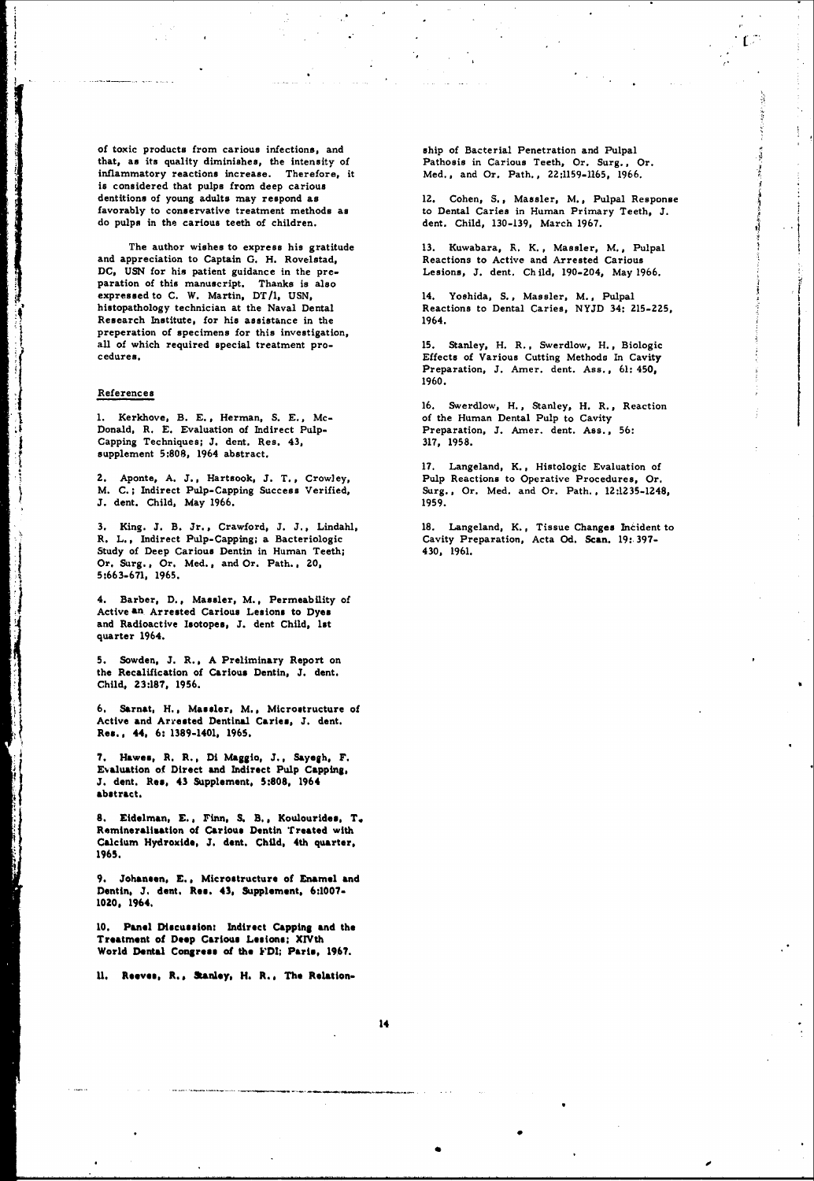of toxic products from carious infections, and that, as its quality diminishes, the intensity of inflammatory reactions increase. Therefore, it is considered that pulps from deep carious dentitions of young adults may respond as favorably to conservative treatment methods as do pulps in the carious teeth of children.

The author wishes to express his gratitude and appreciation to Captain G. H. Rovelstad, DC, USN for his patient guidance in the preparation of this manuscript. Thanks is also expressed to C. W. Martin, DT/1, USN, histopathology technician at the Naval Dental Research Institute, for his assistance in the preperation of specimens for this investigation, all of which required special treatment procedures.

## References

1. Kerkhove, B. E., Herman, S. E., McDonald, R. E. Evaluation of Indirect Pulp-Capping Techniques; J. dent. Res. 43, supplement 5:808, 1964 abstract.

2. Aponte, A. J., Hartsook, J. T., Crowley, M. C.; Indirect Pulp-Capping Success Verified, J. dent. Child, May 1966.

3. King. J. B. Jr., Crawford, J. J., Lindahl, R. L., Indirect Pulp-Capping; a Bacteriologic Study of Deep Carious Dentin in Human Teeth; Or. Surg., Or. Med., and Or. Path., 20, 5:663-671, 1965.

4. Barber, D., Massler, M., Permeability of Active an Arrested Carious Lesions to Dyes and Radioactive Isotopes, J. dent Child, 1st quarter 1964.

5. Sowden, J. R., A Preliminary Report on the Recalification of Carious Dentin, J. dent. Child, 23:187, 1956.

6. Sarnat, H., Massler, M., Microstructure of Active and Arrested Dentinal Caries, J. dent. Res., 44, 6: 1389-1401, 1965.

7. Hawes, R. R., Di Maggio, J., Sayegh, F. Evaluation of Direct and Indirect Pulp Capping, J. dent. Res, 43 Supplement, 5:808, 1964 abstract.

8. Eidelman, E., Finn, S. B., Koulourides, T. Remineralization of Carious Dentin Treated with Calcium Hydroxide, J. dent. Child, 4th quarter, 1965.

9. Johansen, E., Microstructure of Enamel and Dentin, J. dent. Res. 43, Supplement, 6:1007-1020, 1964.

10. Panel Discussion: Indirect Capping and the Treatment of Deep Carious Lesions; XIVth World Dental Congress of the FDI; Paris, 1967.

11. Reeves, R., Stanley, H. R., The Relationship of Bacterial Penetration and Pulpal Pathosis in Carious Teeth, Or. Surg., Or. Med., and Or. Path., 22:1159-1165, 1966.

12. Cohen, S., Massler, M., Pulpal Response to Dental Caries in Human Primary Teeth, J. dent. Child, 130-139, March 1967.

13. Kuwabara, R. K., Massler, M., Pulpal Reactions to Active and Arrested Carious Lesions, J. dent. Child, 190-204, May 1966.

14. Yoshida, S., Massler, M., Pulpal Reactions to Dental Caries, NYJD 34: 215-225, 1964.

15. Stanley, H. R., Swerdlow, H., Biologic Effects of Various Cutting Methods In Cavity Preparation, J. Amer. dent. Ass., 61: 450, 1960.

16. Swerdlow, H., Stanley, H. R., Reaction of the Human Dental Pulp to Cavity Preparation, J. Amer. dent. Ass., 56: 317, 1958.

17. Langeland, K., Histologic Evaluation of Pulp Reactions to Operative Procedures, Or. Surg., Or. Med. and Or. Path., 12:1235-1248, 1959.

18. Langeland, K., Tissue Changes Incident to Cavity Preparation, Acta Od. Scan. 19: 397-430, 1961.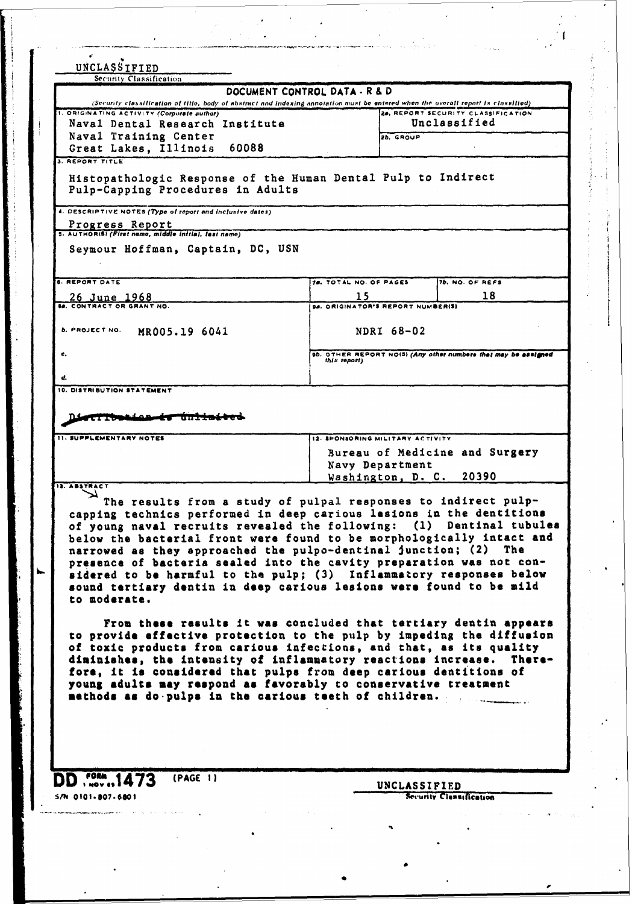UNCLASSIFIED

Security Classification

**DOCUMENT CONTROL DATA - R & D**

*(Security classification of title, body of abstract and indexing annotation must be entered when the overall report is classified)*

| | |
|---|---|
| 1. ORIGINATING ACTIVITY (Corporate author) Naval Dental Research Institute, Naval Training Center, Great Lakes, Illinois 60088 | 2a. REPORT SECURITY CLASSIFICATION: Unclassified |
| | 2b. GROUP |

**3. REPORT TITLE**

Histopathologic Response of the Human Dental Pulp to Indirect Pulp-Capping Procedures in Adults

**4. DESCRIPTIVE NOTES (Type of report and inclusive dates)**

Progress Report

**5. AUTHOR(S) (First name, middle initial, last name)**

Seymour Hoffman, Captain, DC, USN

| | | |
|---|---|---|
| 6. REPORT DATE: 26 June 1968 | 7a. TOTAL NO. OF PAGES: 15 | 7b. NO. OF REFS: 18 |
| 8a. CONTRACT OR GRANT NO. | 9a. ORIGINATOR'S REPORT NUMBER(S): NDRI 68-02 | |
| b. PROJECT NO. MR005.19 6041 | | |
| c. | 9b. OTHER REPORT NO(S) (Any other numbers that may be assigned this report) | |
| d. | | |

**10. DISTRIBUTION STATEMENT**

~~Distribution is Unlimited~~

| | |
|---|---|
| 11. SUPPLEMENTARY NOTES | 12. SPONSORING MILITARY ACTIVITY: Bureau of Medicine and Surgery, Navy Department, Washington, D. C. 20390 |

**13. ABSTRACT**

The results from a study of pulpal responses to indirect pulp-capping technics performed in deep carious lesions in the dentitions of young naval recruits revealed the following: (1) Dentinal tubules below the bacterial front were found to be morphologically intact and narrowed as they approached the pulpo-dentinal junction; (2) The presence of bacteria sealed into the cavity preparation was not considered to be harmful to the pulp; (3) Inflammatory responses below sound tertiary dentin in deep carious lesions were found to be mild to moderate.

From these results it was concluded that tertiary dentin appears to provide effective protection to the pulp by impeding the diffusion of toxic products from carious infections, and that, as its quality diminishes, the intensity of inflammatory reactions increase. Therefore, it is considered that pulps from deep carious dentitions of young adults may respond as favorably to conservative treatment methods as do pulps in the carious teeth of children.

DD FORM 1 NOV 65 1473 (PAGE 1)

S/N 0101-807-6801

UNCLASSIFIED

Security Classification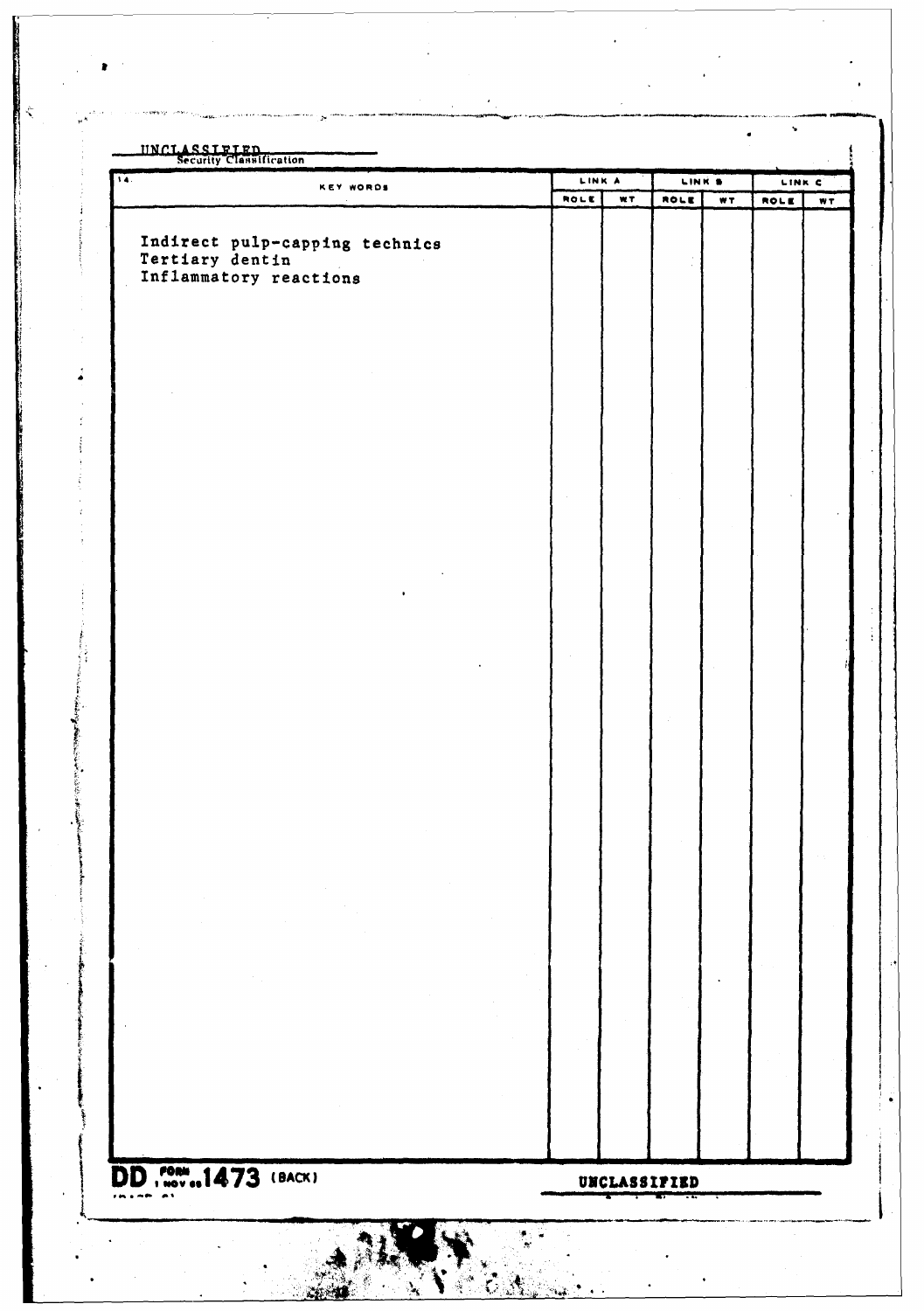UNCLASSIFIED
Security Classification

| 14. KEY WORDS | LINK A | | LINK B | | LINK C | |
|---|---|---|---|---|---|---|
| | ROLE | WT | ROLE | WT | ROLE | WT |
| Indirect pulp-capping technics<br>Tertiary dentin<br>Inflammatory reactions | | | | | | |

DD FORM 1 NOV 65 1473 (BACK)

UNCLASSIFIED